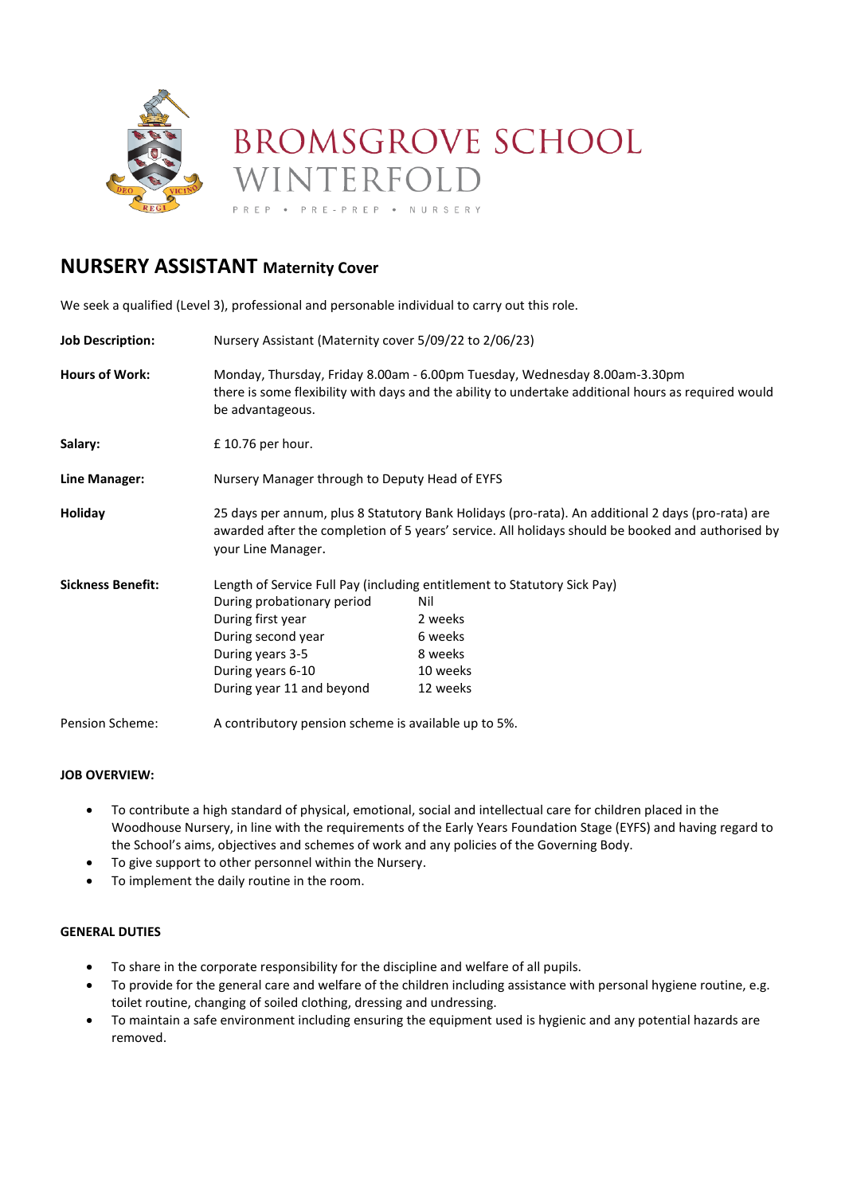BROMSGROVE SCHOOL
WINTERFOLD

PREP • PRE-PREP • NURSERY

# NURSERY ASSISTANT Maternity Cover

We seek a qualified (Level 3), professional and personable individual to carry out this role.

**Job Description:** Nursery Assistant (Maternity cover 5/09/22 to 2/06/23)

**Hours of Work:** Monday, Thursday, Friday 8.00am - 6.00pm Tuesday, Wednesday 8.00am-3.30pm there is some flexibility with days and the ability to undertake additional hours as required would be advantageous.

**Salary:** £ 10.76 per hour.

**Line Manager:** Nursery Manager through to Deputy Head of EYFS

**Holiday** 25 days per annum, plus 8 Statutory Bank Holidays (pro-rata). An additional 2 days (pro-rata) are awarded after the completion of 5 years' service. All holidays should be booked and authorised by your Line Manager.

**Sickness Benefit:** Length of Service Full Pay (including entitlement to Statutory Sick Pay)

| Length of Service | Full Pay |
|---|---|
| During probationary period | Nil |
| During first year | 2 weeks |
| During second year | 6 weeks |
| During years 3-5 | 8 weeks |
| During years 6-10 | 10 weeks |
| During year 11 and beyond | 12 weeks |

Pension Scheme: A contributory pension scheme is available up to 5%.

**JOB OVERVIEW:**

- To contribute a high standard of physical, emotional, social and intellectual care for children placed in the Woodhouse Nursery, in line with the requirements of the Early Years Foundation Stage (EYFS) and having regard to the School's aims, objectives and schemes of work and any policies of the Governing Body.
- To give support to other personnel within the Nursery.
- To implement the daily routine in the room.

**GENERAL DUTIES**

- To share in the corporate responsibility for the discipline and welfare of all pupils.
- To provide for the general care and welfare of the children including assistance with personal hygiene routine, e.g. toilet routine, changing of soiled clothing, dressing and undressing.
- To maintain a safe environment including ensuring the equipment used is hygienic and any potential hazards are removed.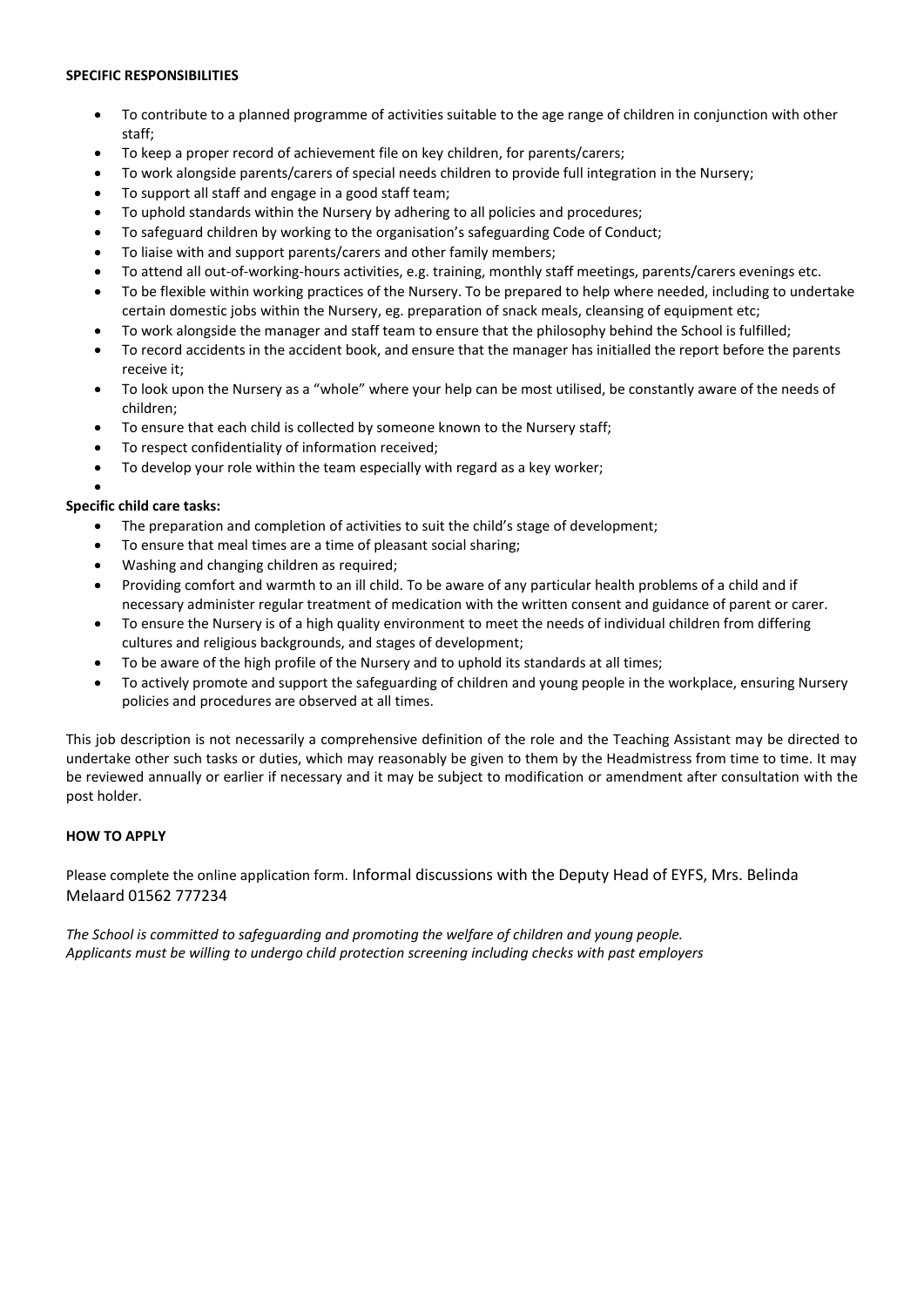**SPECIFIC RESPONSIBILITIES**

- To contribute to a planned programme of activities suitable to the age range of children in conjunction with other staff;
- To keep a proper record of achievement file on key children, for parents/carers;
- To work alongside parents/carers of special needs children to provide full integration in the Nursery;
- To support all staff and engage in a good staff team;
- To uphold standards within the Nursery by adhering to all policies and procedures;
- To safeguard children by working to the organisation's safeguarding Code of Conduct;
- To liaise with and support parents/carers and other family members;
- To attend all out-of-working-hours activities, e.g. training, monthly staff meetings, parents/carers evenings etc.
- To be flexible within working practices of the Nursery. To be prepared to help where needed, including to undertake certain domestic jobs within the Nursery, eg. preparation of snack meals, cleansing of equipment etc;
- To work alongside the manager and staff team to ensure that the philosophy behind the School is fulfilled;
- To record accidents in the accident book, and ensure that the manager has initialled the report before the parents receive it;
- To look upon the Nursery as a "whole" where your help can be most utilised, be constantly aware of the needs of children;
- To ensure that each child is collected by someone known to the Nursery staff;
- To respect confidentiality of information received;
- To develop your role within the team especially with regard as a key worker;

**Specific child care tasks:**

- The preparation and completion of activities to suit the child's stage of development;
- To ensure that meal times are a time of pleasant social sharing;
- Washing and changing children as required;
- Providing comfort and warmth to an ill child. To be aware of any particular health problems of a child and if necessary administer regular treatment of medication with the written consent and guidance of parent or carer.
- To ensure the Nursery is of a high quality environment to meet the needs of individual children from differing cultures and religious backgrounds, and stages of development;
- To be aware of the high profile of the Nursery and to uphold its standards at all times;
- To actively promote and support the safeguarding of children and young people in the workplace, ensuring Nursery policies and procedures are observed at all times.

This job description is not necessarily a comprehensive definition of the role and the Teaching Assistant may be directed to undertake other such tasks or duties, which may reasonably be given to them by the Headmistress from time to time. It may be reviewed annually or earlier if necessary and it may be subject to modification or amendment after consultation with the post holder.

**HOW TO APPLY**

Please complete the online application form. Informal discussions with the Deputy Head of EYFS, Mrs. Belinda Melaard 01562 777234

*The School is committed to safeguarding and promoting the welfare of children and young people.*
*Applicants must be willing to undergo child protection screening including checks with past employers*